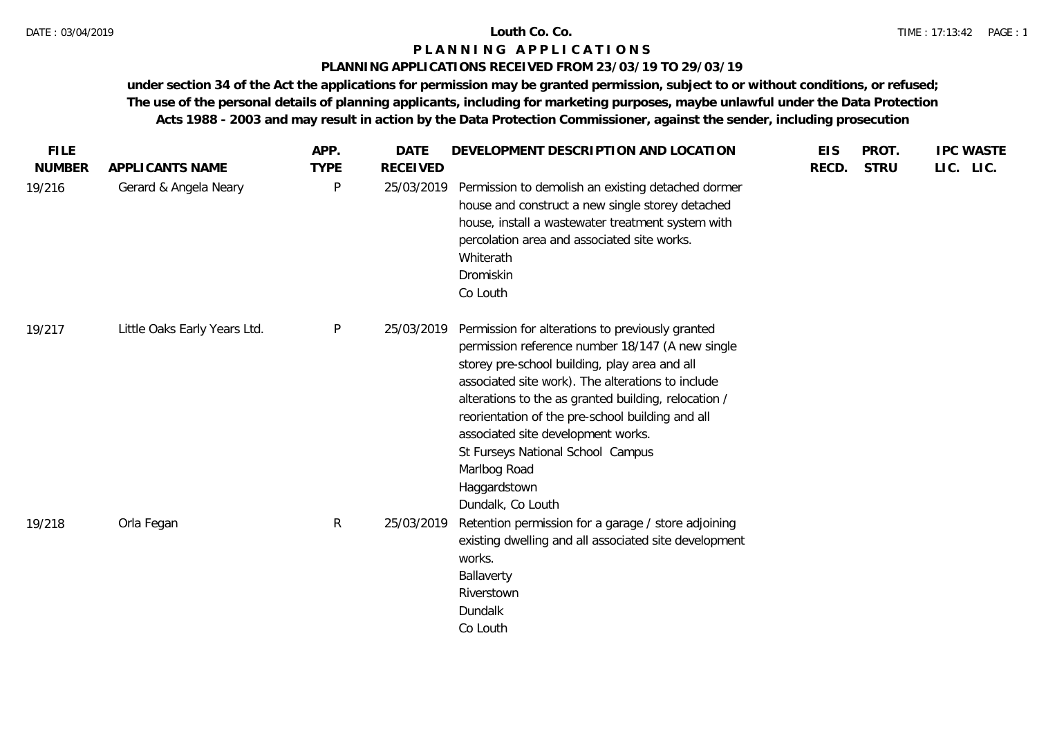# Louth Co. Co.

## P L A N N I N G A P P L I C A T I O N S

### PLANNING APPLICATIONS RECEIVED FROM 23/03/19 TO 29/03/19

**under section 34 of the Act the applications for permission may be granted permission, subject to or without conditions, or refused; The use of the personal details of planning applicants, including for marketing purposes, maybe unlawful under the Data Protection Acts 1988 - 2003 and may result in action by the Data Protection Commissioner, against the sender, including prosecution**

| FILE NUMBER | APPLICANTS NAME | APP. TYPE | DATE RECEIVED | DEVELOPMENT DESCRIPTION AND LOCATION | EIS RECD. | PROT. STRU | IPC LIC. | WASTE LIC. |
|---|---|---|---|---|---|---|---|---|
| 19/216 | Gerard & Angela Neary | P | 25/03/2019 | Permission to demolish an existing detached dormer house and construct a new single storey detached house, install a wastewater treatment system with percolation area and associated site works. Whiterath Dromiskin Co Louth | | | | |
| 19/217 | Little Oaks Early Years Ltd. | P | 25/03/2019 | Permission for alterations to previously granted permission reference number 18/147 (A new single storey pre-school building, play area and all associated site work). The alterations to include alterations to the as granted building, relocation / reorientation of the pre-school building and all associated site development works. St Furseys National School Campus Marlbog Road Haggardstown Dundalk, Co Louth | | | | |
| 19/218 | Orla Fegan | R | 25/03/2019 | Retention permission for a garage / store adjoining existing dwelling and all associated site development works. Ballaverty Riverstown Dundalk Co Louth | | | | |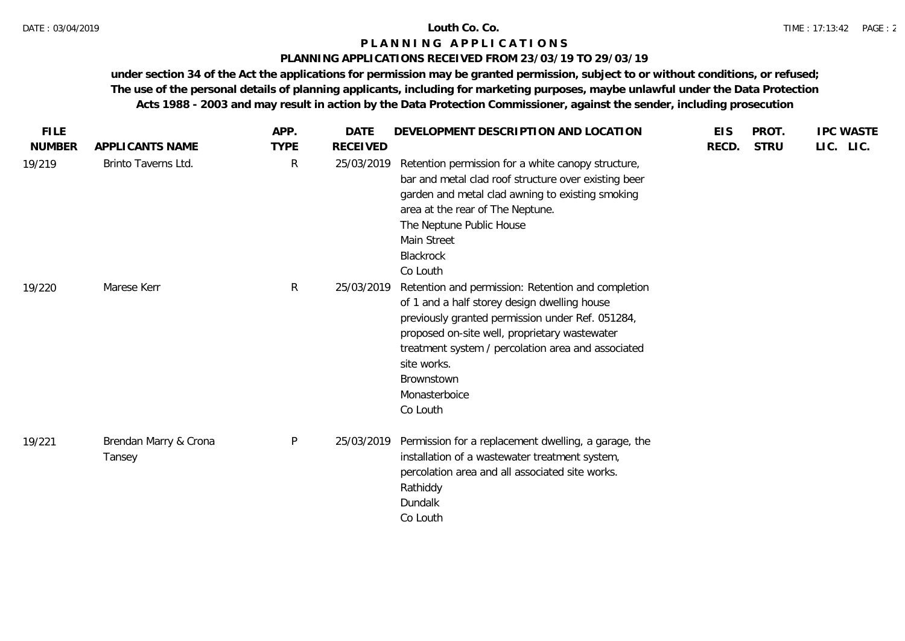# Louth Co. Co.

## P L A N N I N G   A P P L I C A T I O N S

### PLANNING APPLICATIONS RECEIVED FROM 23/03/19 TO 29/03/19

**under section 34 of the Act the applications for permission may be granted permission, subject to or without conditions, or refused; The use of the personal details of planning applicants, including for marketing purposes, maybe unlawful under the Data Protection Acts 1988 - 2003 and may result in action by the Data Protection Commissioner, against the sender, including prosecution**

| FILE NUMBER | APPLICANTS NAME | APP. TYPE | DATE RECEIVED | DEVELOPMENT DESCRIPTION AND LOCATION | EIS RECD. | PROT. STRU | IPC LIC. | WASTE LIC. |
|---|---|---|---|---|---|---|---|---|
| 19/219 | Brinto Taverns Ltd. | R | 25/03/2019 | Retention permission for a white canopy structure, bar and metal clad roof structure over existing beer garden and metal clad awning to existing smoking area at the rear of The Neptune.<br>The Neptune Public House<br>Main Street<br>Blackrock<br>Co Louth | | | | |
| 19/220 | Marese Kerr | R | 25/03/2019 | Retention and permission: Retention and completion of 1 and a half storey design dwelling house previously granted permission under Ref. 051284, proposed on-site well, proprietary wastewater treatment system / percolation area and associated site works.<br>Brownstown<br>Monasterboice<br>Co Louth | | | | |
| 19/221 | Brendan Marry & Crona Tansey | P | 25/03/2019 | Permission for a replacement dwelling, a garage, the installation of a wastewater treatment system, percolation area and all associated site works.<br>Rathiddy<br>Dundalk<br>Co Louth | | | | |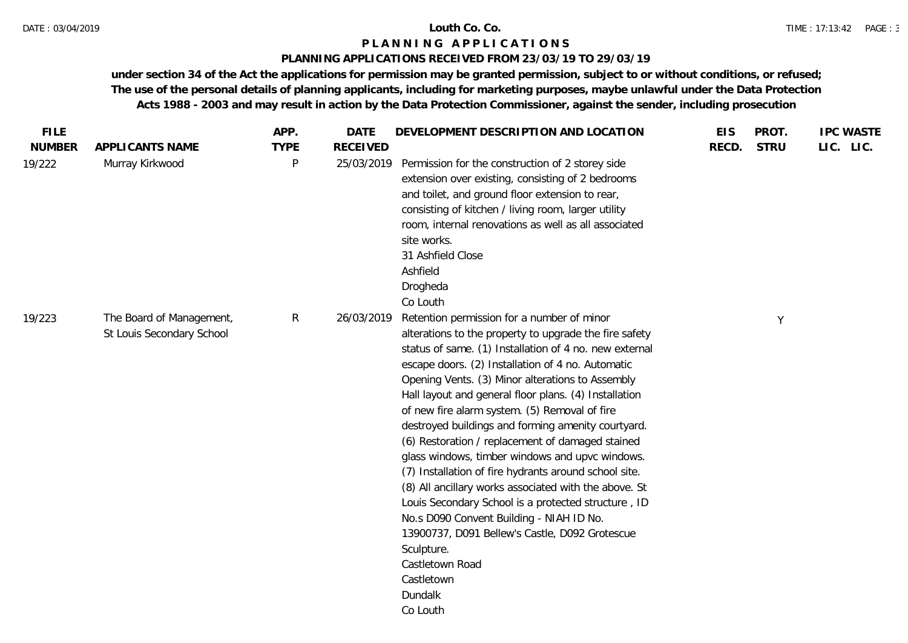**Louth Co. Co.**

**P L A N N I N G   A P P L I C A T I O N S**

**PLANNING APPLICATIONS RECEIVED FROM 23/03/19 TO 29/03/19**

**under section 34 of the Act the applications for permission may be granted permission, subject to or without conditions, or refused; The use of the personal details of planning applicants, including for marketing purposes, maybe unlawful under the Data Protection Acts 1988 - 2003 and may result in action by the Data Protection Commissioner, against the sender, including prosecution**

| FILE NUMBER | APPLICANTS NAME | APP. TYPE | DATE RECEIVED | DEVELOPMENT DESCRIPTION AND LOCATION | EIS RECD. | PROT. STRU | IPC LIC. | WASTE LIC. |
|---|---|---|---|---|---|---|---|---|
| 19/222 | Murray Kirkwood | P | 25/03/2019 | Permission for the construction of 2 storey side extension over existing, consisting of 2 bedrooms and toilet, and ground floor extension to rear, consisting of kitchen / living room, larger utility room, internal renovations as well as all associated site works.<br>31 Ashfield Close<br>Ashfield<br>Drogheda<br>Co Louth | | | | |
| 19/223 | The Board of Management, St Louis Secondary School | R | 26/03/2019 | Retention permission for a number of minor alterations to the property to upgrade the fire safety status of same. (1) Installation of 4 no. new external escape doors. (2) Installation of 4 no. Automatic Opening Vents. (3) Minor alterations to Assembly Hall layout and general floor plans. (4) Installation of new fire alarm system. (5) Removal of fire destroyed buildings and forming amenity courtyard. (6) Restoration / replacement of damaged stained glass windows, timber windows and upvc windows. (7) Installation of fire hydrants around school site. (8) All ancillary works associated with the above. St Louis Secondary School is a protected structure , ID No.s D090 Convent Building - NIAH ID No. 13900737, D091 Bellew's Castle, D092 Grotescue Sculpture.<br>Castletown Road<br>Castletown<br>Dundalk<br>Co Louth | | Y | | |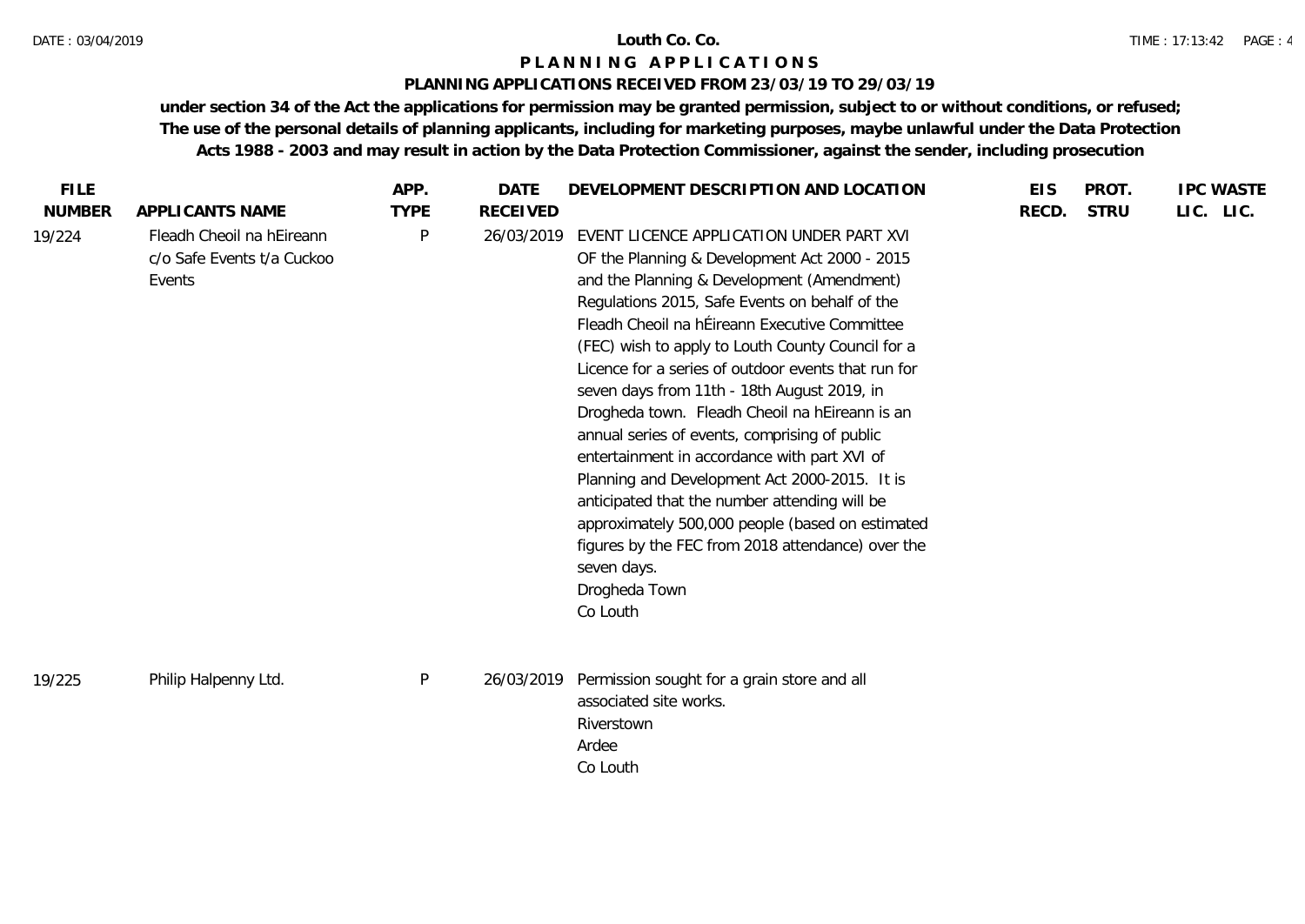# Louth Co. Co.

## PLANNING APPLICATIONS

### PLANNING APPLICATIONS RECEIVED FROM 23/03/19 TO 29/03/19

**under section 34 of the Act the applications for permission may be granted permission, subject to or without conditions, or refused; The use of the personal details of planning applicants, including for marketing purposes, maybe unlawful under the Data Protection Acts 1988 - 2003 and may result in action by the Data Protection Commissioner, against the sender, including prosecution**

| FILE NUMBER | APPLICANTS NAME | APP. TYPE | DATE RECEIVED | DEVELOPMENT DESCRIPTION AND LOCATION | EIS RECD. | PROT. STRU | IPC LIC. | WASTE LIC. |
|---|---|---|---|---|---|---|---|---|
| 19/224 | Fleadh Cheoil na hEireann c/o Safe Events t/a Cuckoo Events | P | 26/03/2019 | EVENT LICENCE APPLICATION UNDER PART XVI OF the Planning & Development Act 2000 - 2015 and the Planning & Development (Amendment) Regulations 2015, Safe Events on behalf of the Fleadh Cheoil na hÉireann Executive Committee (FEC) wish to apply to Louth County Council for a Licence for a series of outdoor events that run for seven days from 11th - 18th August 2019, in Drogheda town. Fleadh Cheoil na hEireann is an annual series of events, comprising of public entertainment in accordance with part XVI of Planning and Development Act 2000-2015. It is anticipated that the number attending will be approximately 500,000 people (based on estimated figures by the FEC from 2018 attendance) over the seven days. Drogheda Town Co Louth | | | | |
| 19/225 | Philip Halpenny Ltd. | P | 26/03/2019 | Permission sought for a grain store and all associated site works. Riverstown Ardee Co Louth | | | | |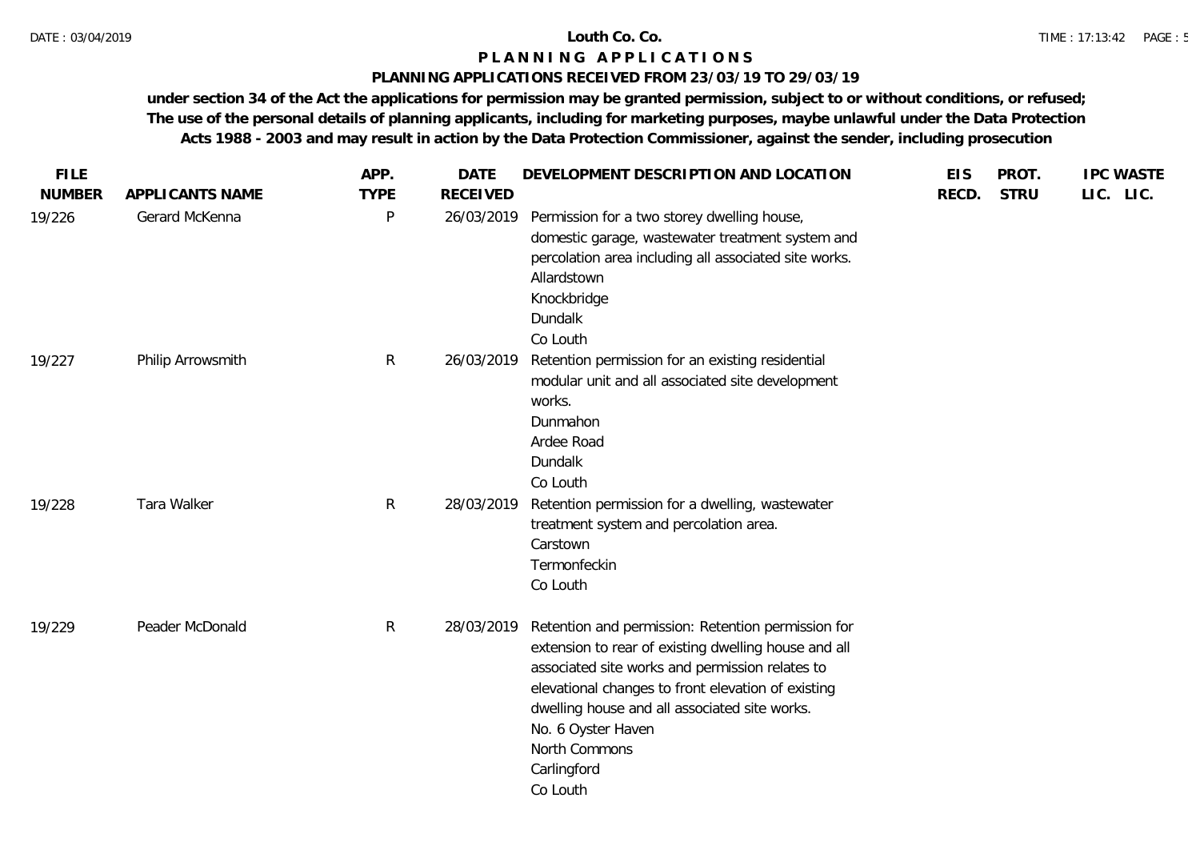**Louth Co. Co.**

**P L A N N I N G   A P P L I C A T I O N S**

**PLANNING APPLICATIONS RECEIVED FROM 23/03/19 TO 29/03/19**

**under section 34 of the Act the applications for permission may be granted permission, subject to or without conditions, or refused; The use of the personal details of planning applicants, including for marketing purposes, maybe unlawful under the Data Protection Acts 1988 - 2003 and may result in action by the Data Protection Commissioner, against the sender, including prosecution**

| FILE NUMBER | APPLICANTS NAME | APP. TYPE | DATE RECEIVED | DEVELOPMENT DESCRIPTION AND LOCATION | EIS RECD. | PROT. STRU | IPC LIC. | WASTE LIC. |
|---|---|---|---|---|---|---|---|---|
| 19/226 | Gerard McKenna | P | 26/03/2019 | Permission for a two storey dwelling house, domestic garage, wastewater treatment system and percolation area including all associated site works.<br>Allardstown<br>Knockbridge<br>Dundalk<br>Co Louth | | | | |
| 19/227 | Philip Arrowsmith | R | 26/03/2019 | Retention permission for an existing residential modular unit and all associated site development works.<br>Dunmahon<br>Ardee Road<br>Dundalk<br>Co Louth | | | | |
| 19/228 | Tara Walker | R | 28/03/2019 | Retention permission for a dwelling, wastewater treatment system and percolation area.<br>Carstown<br>Termonfeckin<br>Co Louth | | | | |
| 19/229 | Peader McDonald | R | 28/03/2019 | Retention and permission: Retention permission for extension to rear of existing dwelling house and all associated site works and permission relates to elevational changes to front elevation of existing dwelling house and all associated site works.<br>No. 6 Oyster Haven<br>North Commons<br>Carlingford<br>Co Louth | | | | |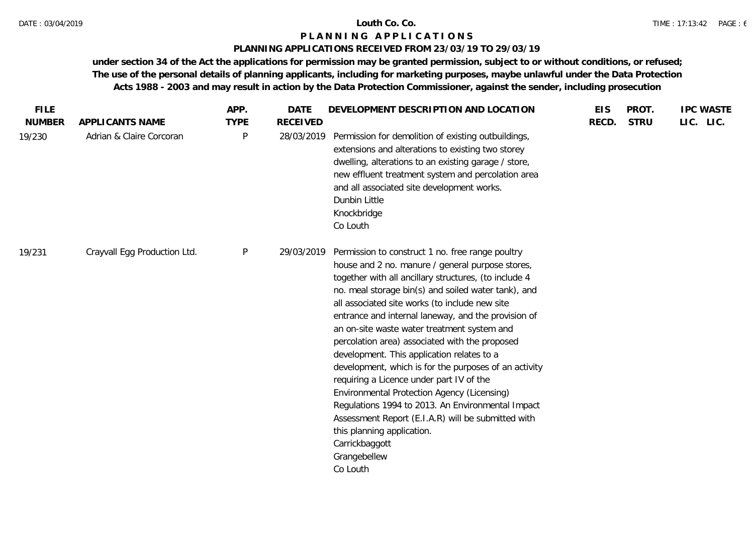**Louth Co. Co.**

**P L A N N I N G   A P P L I C A T I O N S**

**PLANNING APPLICATIONS RECEIVED FROM 23/03/19 TO 29/03/19**

**under section 34 of the Act the applications for permission may be granted permission, subject to or without conditions, or refused; The use of the personal details of planning applicants, including for marketing purposes, maybe unlawful under the Data Protection Acts 1988 - 2003 and may result in action by the Data Protection Commissioner, against the sender, including prosecution**

| FILE NUMBER | APPLICANTS NAME | APP. TYPE | DATE RECEIVED | DEVELOPMENT DESCRIPTION AND LOCATION | EIS RECD. | PROT. STRU | IPC LIC. | WASTE LIC. |
|---|---|---|---|---|---|---|---|---|
| 19/230 | Adrian & Claire Corcoran | P | 28/03/2019 | Permission for demolition of existing outbuildings, extensions and alterations to existing two storey dwelling, alterations to an existing garage / store, new effluent treatment system and percolation area and all associated site development works.<br>Dunbin Little<br>Knockbridge<br>Co Louth | | | | |
| 19/231 | Crayvall Egg Production Ltd. | P | 29/03/2019 | Permission to construct 1 no. free range poultry house and 2 no. manure / general purpose stores, together with all ancillary structures, (to include 4 no. meal storage bin(s) and soiled water tank), and all associated site works (to include new site entrance and internal laneway, and the provision of an on-site waste water treatment system and percolation area) associated with the proposed development. This application relates to a development, which is for the purposes of an activity requiring a Licence under part IV of the Environmental Protection Agency (Licensing) Regulations 1994 to 2013. An Environmental Impact Assessment Report (E.I.A.R) will be submitted with this planning application.<br>Carrickbaggott<br>Grangebellew<br>Co Louth | | | | |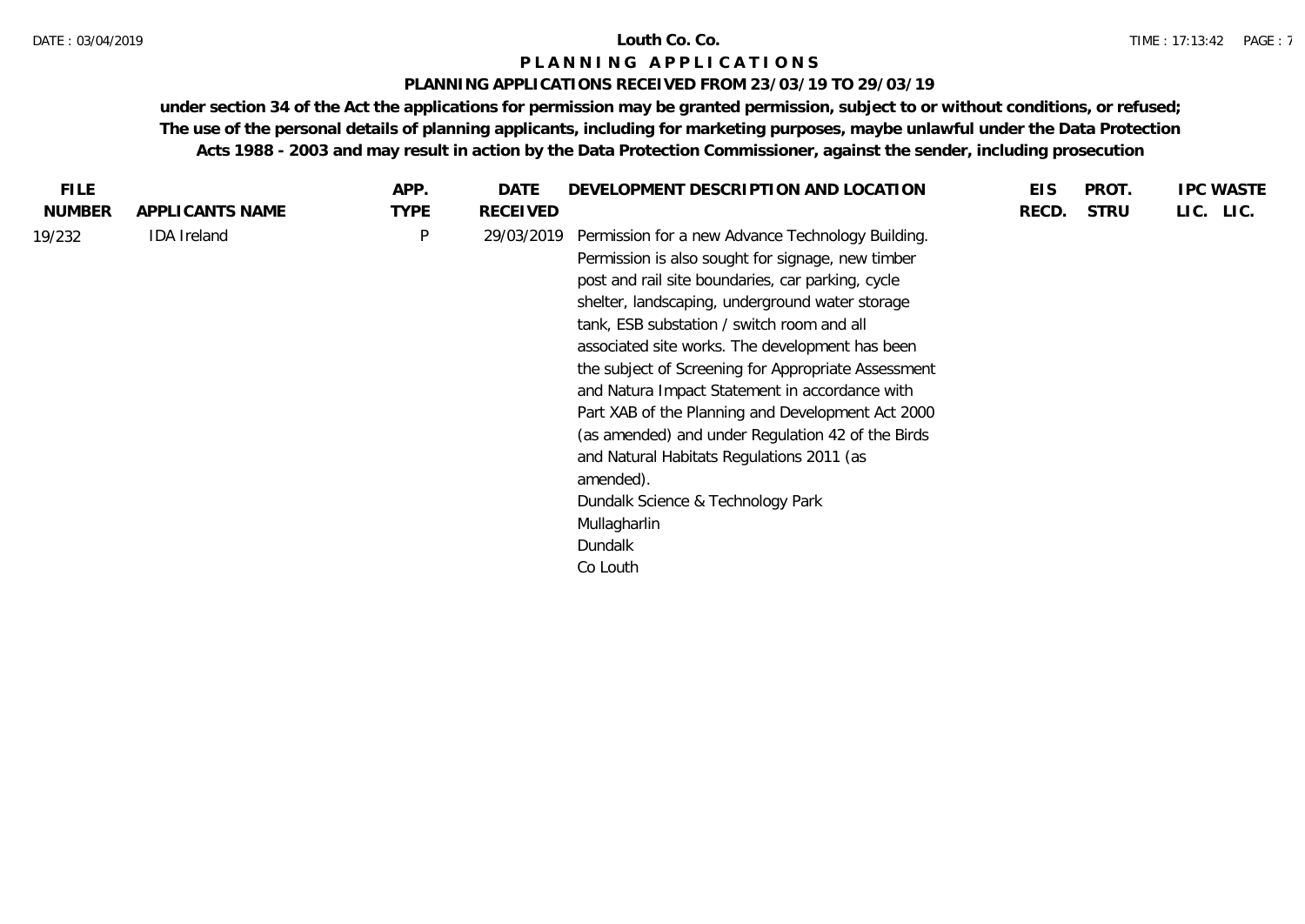# Louth Co. Co.

## P L A N N I N G   A P P L I C A T I O N S

### PLANNING APPLICATIONS RECEIVED FROM 23/03/19 TO 29/03/19

**under section 34 of the Act the applications for permission may be granted permission, subject to or without conditions, or refused; The use of the personal details of planning applicants, including for marketing purposes, maybe unlawful under the Data Protection Acts 1988 - 2003 and may result in action by the Data Protection Commissioner, against the sender, including prosecution**

| FILE NUMBER | APPLICANTS NAME | APP. TYPE | DATE RECEIVED | DEVELOPMENT DESCRIPTION AND LOCATION | EIS RECD. | PROT. STRU | IPC LIC. | WASTE LIC. |
|---|---|---|---|---|---|---|---|---|
| 19/232 | IDA Ireland | P | 29/03/2019 | Permission for a new Advance Technology Building. Permission is also sought for signage, new timber post and rail site boundaries, car parking, cycle shelter, landscaping, underground water storage tank, ESB substation / switch room and all associated site works. The development has been the subject of Screening for Appropriate Assessment and Natura Impact Statement in accordance with Part XAB of the Planning and Development Act 2000 (as amended) and under Regulation 42 of the Birds and Natural Habitats Regulations 2011 (as amended).<br>Dundalk Science & Technology Park<br>Mullagharlin<br>Dundalk<br>Co Louth | | | | |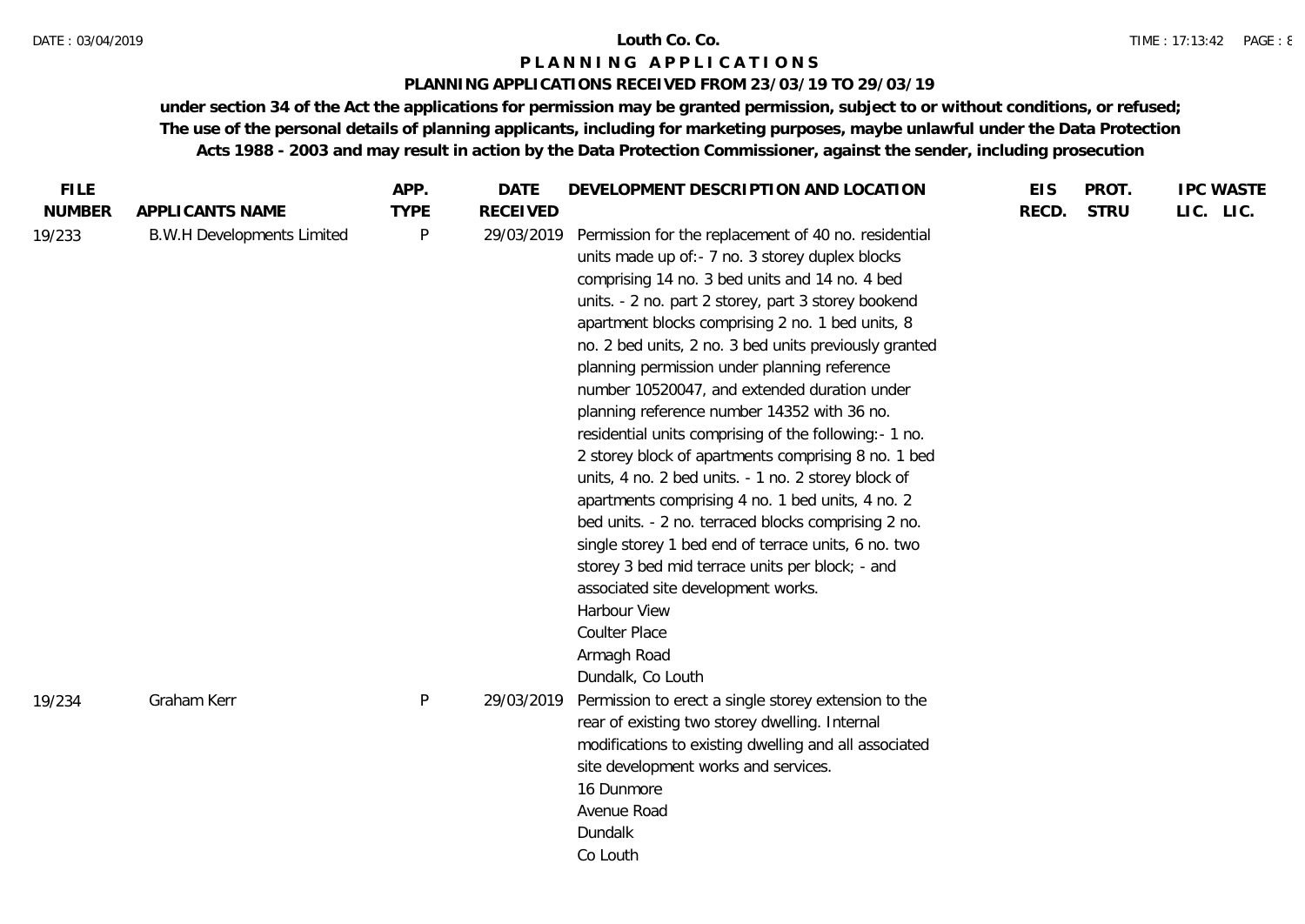# Louth Co. Co.

## P L A N N I N G   A P P L I C A T I O N S

### PLANNING APPLICATIONS RECEIVED FROM 23/03/19 TO 29/03/19

**under section 34 of the Act the applications for permission may be granted permission, subject to or without conditions, or refused; The use of the personal details of planning applicants, including for marketing purposes, maybe unlawful under the Data Protection Acts 1988 - 2003 and may result in action by the Data Protection Commissioner, against the sender, including prosecution**

| FILE NUMBER | APPLICANTS NAME | APP. TYPE | DATE RECEIVED | DEVELOPMENT DESCRIPTION AND LOCATION | EIS RECD. | PROT. STRU | IPC LIC. | WASTE LIC. |
|---|---|---|---|---|---|---|---|---|
| 19/233 | B.W.H Developments Limited | P | 29/03/2019 | Permission for the replacement of 40 no. residential units made up of:- 7 no. 3 storey duplex blocks comprising 14 no. 3 bed units and 14 no. 4 bed units. - 2 no. part 2 storey, part 3 storey bookend apartment blocks comprising 2 no. 1 bed units, 8 no. 2 bed units, 2 no. 3 bed units previously granted planning permission under planning reference number 10520047, and extended duration under planning reference number 14352 with 36 no. residential units comprising of the following:- 1 no. 2 storey block of apartments comprising 8 no. 1 bed units, 4 no. 2 bed units. - 1 no. 2 storey block of apartments comprising 4 no. 1 bed units, 4 no. 2 bed units. - 2 no. terraced blocks comprising 2 no. single storey 1 bed end of terrace units, 6 no. two storey 3 bed mid terrace units per block; - and associated site development works.<br>Harbour View<br>Coulter Place<br>Armagh Road<br>Dundalk, Co Louth | | | | |
| 19/234 | Graham Kerr | P | 29/03/2019 | Permission to erect a single storey extension to the rear of existing two storey dwelling. Internal modifications to existing dwelling and all associated site development works and services.<br>16 Dunmore<br>Avenue Road<br>Dundalk<br>Co Louth | | | | |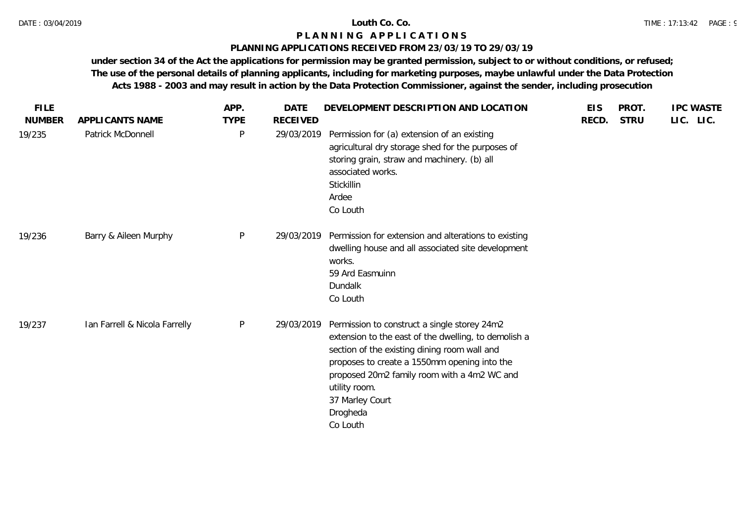**Louth Co. Co.**

# P L A N N I N G A P P L I C A T I O N S

## PLANNING APPLICATIONS RECEIVED FROM 23/03/19 TO 29/03/19

**under section 34 of the Act the applications for permission may be granted permission, subject to or without conditions, or refused; The use of the personal details of planning applicants, including for marketing purposes, maybe unlawful under the Data Protection Acts 1988 - 2003 and may result in action by the Data Protection Commissioner, against the sender, including prosecution**

| FILE NUMBER | APPLICANTS NAME | APP. TYPE | DATE RECEIVED | DEVELOPMENT DESCRIPTION AND LOCATION | EIS RECD. | PROT. STRU | IPC LIC. | WASTE LIC. |
|---|---|---|---|---|---|---|---|---|
| 19/235 | Patrick McDonnell | P | 29/03/2019 | Permission for (a) extension of an existing agricultural dry storage shed for the purposes of storing grain, straw and machinery. (b) all associated works.<br>Stickillin<br>Ardee<br>Co Louth | | | | |
| 19/236 | Barry & Aileen Murphy | P | 29/03/2019 | Permission for extension and alterations to existing dwelling house and all associated site development works.<br>59 Ard Easmuinn<br>Dundalk<br>Co Louth | | | | |
| 19/237 | Ian Farrell & Nicola Farrelly | P | 29/03/2019 | Permission to construct a single storey 24m2 extension to the east of the dwelling, to demolish a section of the existing dining room wall and proposes to create a 1550mm opening into the proposed 20m2 family room with a 4m2 WC and utility room.<br>37 Marley Court<br>Drogheda<br>Co Louth | | | | |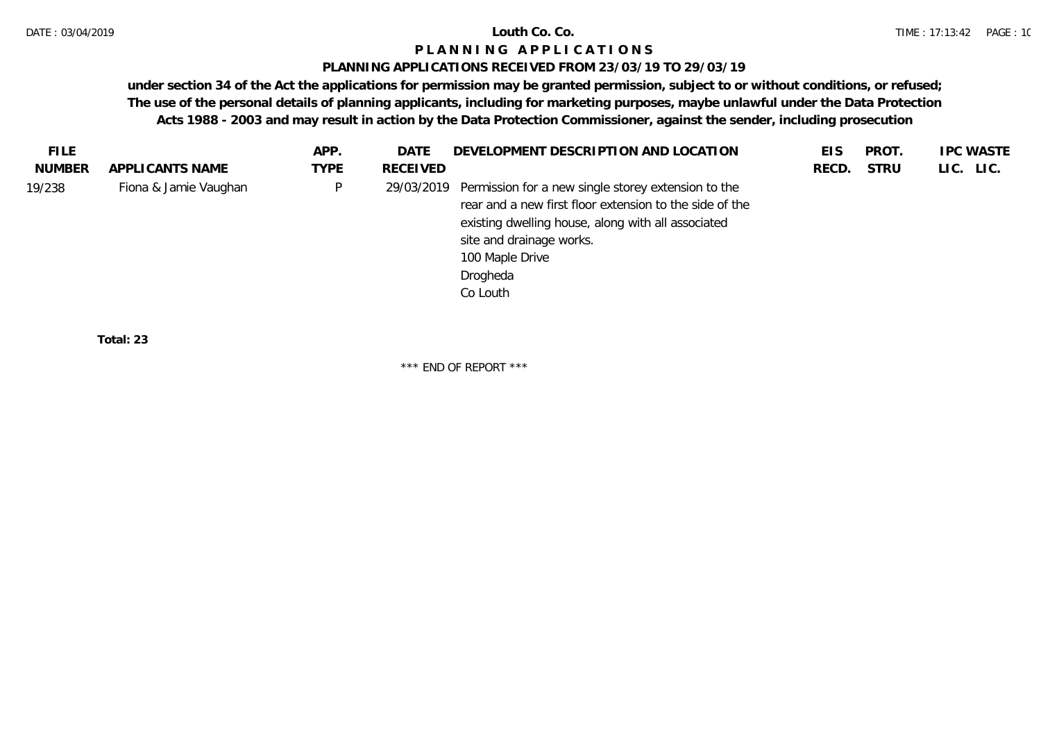**Louth Co. Co.**

**P L A N N I N G   A P P L I C A T I O N S**

**PLANNING APPLICATIONS RECEIVED FROM 23/03/19 TO 29/03/19**

**under section 34 of the Act the applications for permission may be granted permission, subject to or without conditions, or refused; The use of the personal details of planning applicants, including for marketing purposes, maybe unlawful under the Data Protection Acts 1988 - 2003 and may result in action by the Data Protection Commissioner, against the sender, including prosecution**

| FILE NUMBER | APPLICANTS NAME | APP. TYPE | DATE RECEIVED | DEVELOPMENT DESCRIPTION AND LOCATION | EIS RECD. | PROT. STRU | IPC LIC. | WASTE LIC. |
|---|---|---|---|---|---|---|---|---|
| 19/238 | Fiona & Jamie Vaughan | P | 29/03/2019 | Permission for a new single storey extension to the rear and a new first floor extension to the side of the existing dwelling house, along with all associated site and drainage works.<br>100 Maple Drive<br>Drogheda<br>Co Louth | | | | |

**Total: 23**

\*\*\* END OF REPORT \*\*\*